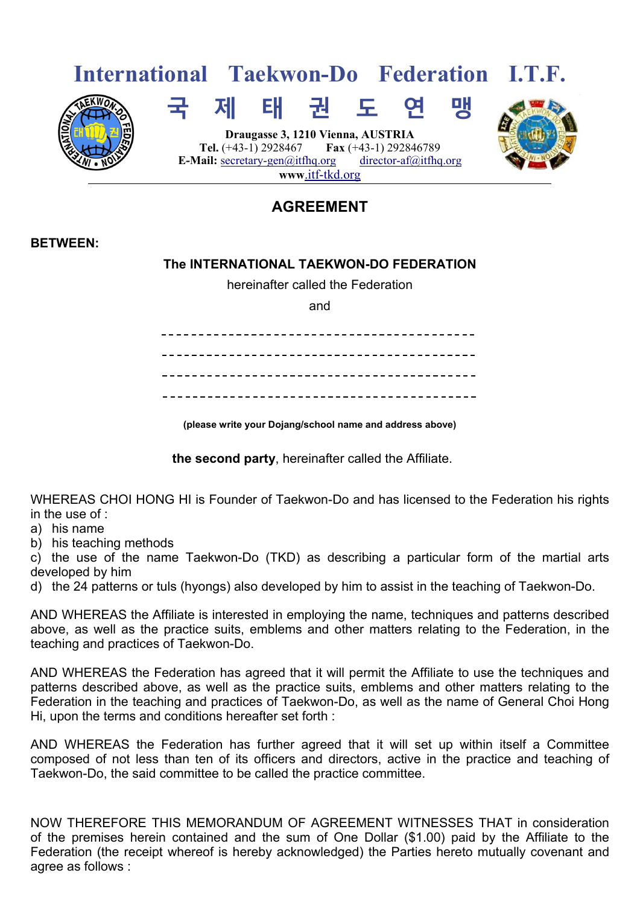# International Taekwon-Do Federation I.T.F.

# 국 제 태 권 도 연 맹

**Draugasse 3, 1210 Vienna, AUSTRIA**
**Tel.** (+43-1) 2928467 **Fax** (+43-1) 292846789
**E-Mail:** secretary-gen@itfhq.org director-af@itfhq.org
**www.**itf-tkd.org

## AGREEMENT

**BETWEEN:**

**The INTERNATIONAL TAEKWON-DO FEDERATION**

hereinafter called the Federation

and

-----------------------------------------

-----------------------------------------

-----------------------------------------

-----------------------------------------

**(please write your Dojang/school name and address above)**

**the second party**, hereinafter called the Affiliate.

WHEREAS CHOI HONG HI is Founder of Taekwon-Do and has licensed to the Federation his rights in the use of :

a) his name
b) his teaching methods
c) the use of the name Taekwon-Do (TKD) as describing a particular form of the martial arts developed by him
d) the 24 patterns or tuls (hyongs) also developed by him to assist in the teaching of Taekwon-Do.

AND WHEREAS the Affiliate is interested in employing the name, techniques and patterns described above, as well as the practice suits, emblems and other matters relating to the Federation, in the teaching and practices of Taekwon-Do.

AND WHEREAS the Federation has agreed that it will permit the Affiliate to use the techniques and patterns described above, as well as the practice suits, emblems and other matters relating to the Federation in the teaching and practices of Taekwon-Do, as well as the name of General Choi Hong Hi, upon the terms and conditions hereafter set forth :

AND WHEREAS the Federation has further agreed that it will set up within itself a Committee composed of not less than ten of its officers and directors, active in the practice and teaching of Taekwon-Do, the said committee to be called the practice committee.

NOW THEREFORE THIS MEMORANDUM OF AGREEMENT WITNESSES THAT in consideration of the premises herein contained and the sum of One Dollar ($1.00) paid by the Affiliate to the Federation (the receipt whereof is hereby acknowledged) the Parties hereto mutually covenant and agree as follows :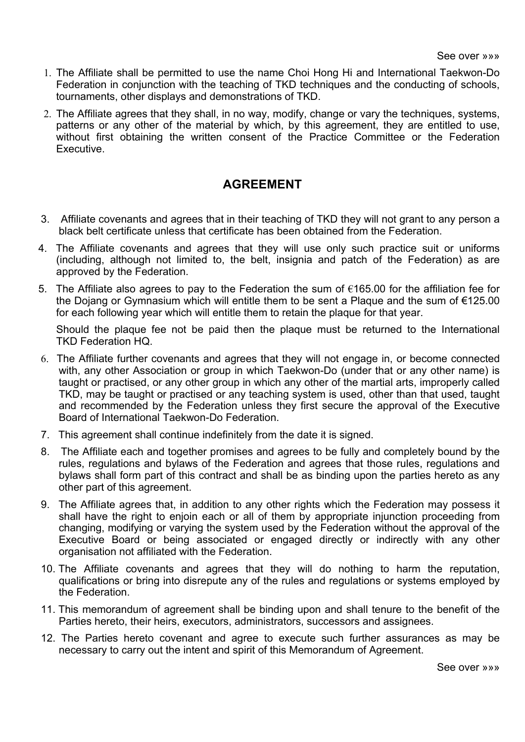1. The Affiliate shall be permitted to use the name Choi Hong Hi and International Taekwon-Do Federation in conjunction with the teaching of TKD techniques and the conducting of schools, tournaments, other displays and demonstrations of TKD.
2. The Affiliate agrees that they shall, in no way, modify, change or vary the techniques, systems, patterns or any other of the material by which, by this agreement, they are entitled to use, without first obtaining the written consent of the Practice Committee or the Federation Executive.

## AGREEMENT

3. Affiliate covenants and agrees that in their teaching of TKD they will not grant to any person a black belt certificate unless that certificate has been obtained from the Federation.
4. The Affiliate covenants and agrees that they will use only such practice suit or uniforms (including, although not limited to, the belt, insignia and patch of the Federation) as are approved by the Federation.
5. The Affiliate also agrees to pay to the Federation the sum of €165.00 for the affiliation fee for the Dojang or Gymnasium which will entitle them to be sent a Plaque and the sum of €125.00 for each following year which will entitle them to retain the plaque for that year.

   Should the plaque fee not be paid then the plaque must be returned to the International TKD Federation HQ.
6. The Affiliate further covenants and agrees that they will not engage in, or become connected with, any other Association or group in which Taekwon-Do (under that or any other name) is taught or practised, or any other group in which any other of the martial arts, improperly called TKD, may be taught or practised or any teaching system is used, other than that used, taught and recommended by the Federation unless they first secure the approval of the Executive Board of International Taekwon-Do Federation.
7. This agreement shall continue indefinitely from the date it is signed.
8. The Affiliate each and together promises and agrees to be fully and completely bound by the rules, regulations and bylaws of the Federation and agrees that those rules, regulations and bylaws shall form part of this contract and shall be as binding upon the parties hereto as any other part of this agreement.
9. The Affiliate agrees that, in addition to any other rights which the Federation may possess it shall have the right to enjoin each or all of them by appropriate injunction proceeding from changing, modifying or varying the system used by the Federation without the approval of the Executive Board or being associated or engaged directly or indirectly with any other organisation not affiliated with the Federation.
10. The Affiliate covenants and agrees that they will do nothing to harm the reputation, qualifications or bring into disrepute any of the rules and regulations or systems employed by the Federation.
11. This memorandum of agreement shall be binding upon and shall tenure to the benefit of the Parties hereto, their heirs, executors, administrators, successors and assignees.
12. The Parties hereto covenant and agree to execute such further assurances as may be necessary to carry out the intent and spirit of this Memorandum of Agreement.

See over »»»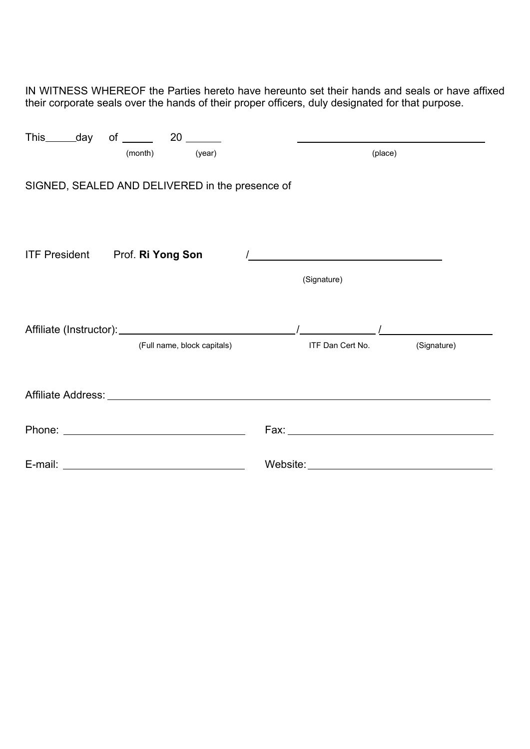IN WITNESS WHEREOF the Parties hereto have hereunto set their hands and seals or have affixed their corporate seals over the hands of their proper officers, duly designated for that purpose.

This\_\_\_\_\_day of \_\_\_\_\_ 20 \_\_\_\_\_\_ \_\_\_\_\_\_\_\_\_\_\_\_\_\_\_\_\_\_\_\_\_\_\_\_\_\_\_\_\_\_\_\_

(month) (year) (place)

SIGNED, SEALED AND DELIVERED in the presence of

ITF President Prof. **Ri Yong Son** /\_\_\_\_\_\_\_\_\_\_\_\_\_\_\_\_\_\_\_\_\_\_\_\_\_\_\_\_\_\_\_\_

(Signature)

Affiliate (Instructor): \_\_\_\_\_\_\_\_\_\_\_\_\_\_\_\_\_\_\_\_\_\_\_\_\_\_\_\_\_\_ / \_\_\_\_\_\_\_\_\_\_\_\_\_ / \_\_\_\_\_\_\_\_\_\_\_\_\_\_\_\_\_\_\_\_

(Full name, block capitals) ITF Dan Cert No. (Signature)

Affiliate Address: \_\_\_\_\_\_\_\_\_\_\_\_\_\_\_\_\_\_\_\_\_\_\_\_\_\_\_\_\_\_\_\_\_\_\_\_\_\_\_\_\_\_\_\_\_\_\_\_\_\_\_\_\_\_\_\_\_\_\_\_\_\_\_\_

Phone: \_\_\_\_\_\_\_\_\_\_\_\_\_\_\_\_\_\_\_\_\_\_\_\_\_\_\_\_\_\_\_\_ Fax: \_\_\_\_\_\_\_\_\_\_\_\_\_\_\_\_\_\_\_\_\_\_\_\_\_\_\_\_\_\_\_\_\_\_\_\_\_\_

E-mail: \_\_\_\_\_\_\_\_\_\_\_\_\_\_\_\_\_\_\_\_\_\_\_\_\_\_\_\_\_\_\_ Website: \_\_\_\_\_\_\_\_\_\_\_\_\_\_\_\_\_\_\_\_\_\_\_\_\_\_\_\_\_\_\_\_\_\_